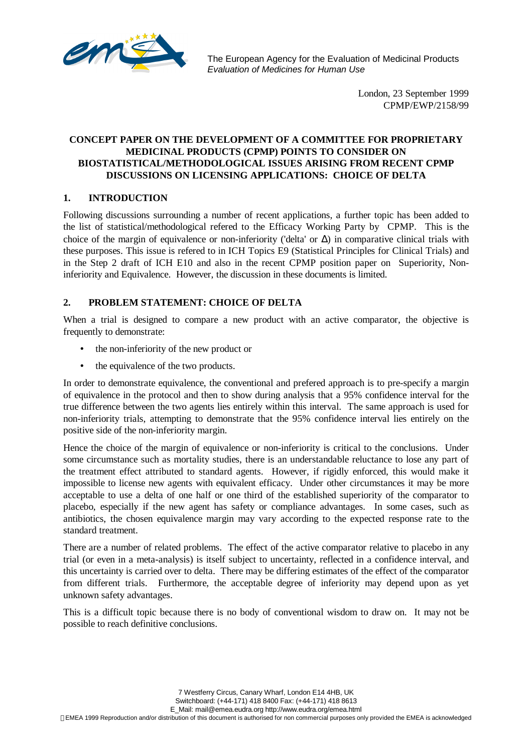The European Agency for the Evaluation of Medicinal Products
*Evaluation of Medicines for Human Use*

London, 23 September 1999
CPMP/EWP/2158/99

**CONCEPT PAPER ON THE DEVELOPMENT OF A COMMITTEE FOR PROPRIETARY MEDICINAL PRODUCTS (CPMP) POINTS TO CONSIDER ON BIOSTATISTICAL/METHODOLOGICAL ISSUES ARISING FROM RECENT CPMP DISCUSSIONS ON LICENSING APPLICATIONS: CHOICE OF DELTA**

## 1. INTRODUCTION

Following discussions surrounding a number of recent applications, a further topic has been added to the list of statistical/methodological refered to the Efficacy Working Party by CPMP. This is the choice of the margin of equivalence or non-inferiority ('delta' or $\Delta$) in comparative clinical trials with these purposes. This issue is refered to in ICH Topics E9 (Statistical Principles for Clinical Trials) and in the Step 2 draft of ICH E10 and also in the recent CPMP position paper on Superiority, Non-inferiority and Equivalence. However, the discussion in these documents is limited.

## 2. PROBLEM STATEMENT: CHOICE OF DELTA

When a trial is designed to compare a new product with an active comparator, the objective is frequently to demonstrate:

- the non-inferiority of the new product or
- the equivalence of the two products.

In order to demonstrate equivalence, the conventional and prefered approach is to pre-specify a margin of equivalence in the protocol and then to show during analysis that a 95% confidence interval for the true difference between the two agents lies entirely within this interval. The same approach is used for non-inferiority trials, attempting to demonstrate that the 95% confidence interval lies entirely on the positive side of the non-inferiority margin.

Hence the choice of the margin of equivalence or non-inferiority is critical to the conclusions. Under some circumstance such as mortality studies, there is an understandable reluctance to lose any part of the treatment effect attributed to standard agents. However, if rigidly enforced, this would make it impossible to license new agents with equivalent efficacy. Under other circumstances it may be more acceptable to use a delta of one half or one third of the established superiority of the comparator to placebo, especially if the new agent has safety or compliance advantages. In some cases, such as antibiotics, the chosen equivalence margin may vary according to the expected response rate to the standard treatment.

There are a number of related problems. The effect of the active comparator relative to placebo in any trial (or even in a meta-analysis) is itself subject to uncertainty, reflected in a confidence interval, and this uncertainty is carried over to delta. There may be differing estimates of the effect of the comparator from different trials. Furthermore, the acceptable degree of inferiority may depend upon as yet unknown safety advantages.

This is a difficult topic because there is no body of conventional wisdom to draw on. It may not be possible to reach definitive conclusions.

7 Westferry Circus, Canary Wharf, London E14 4HB, UK
Switchboard: (+44-171) 418 8400 Fax: (+44-171) 418 8613
E_Mail: mail@emea.eudra.org http://www.eudra.org/emea.html
©EMEA 1999 Reproduction and/or distribution of this document is authorised for non commercial purposes only provided the EMEA is acknowledged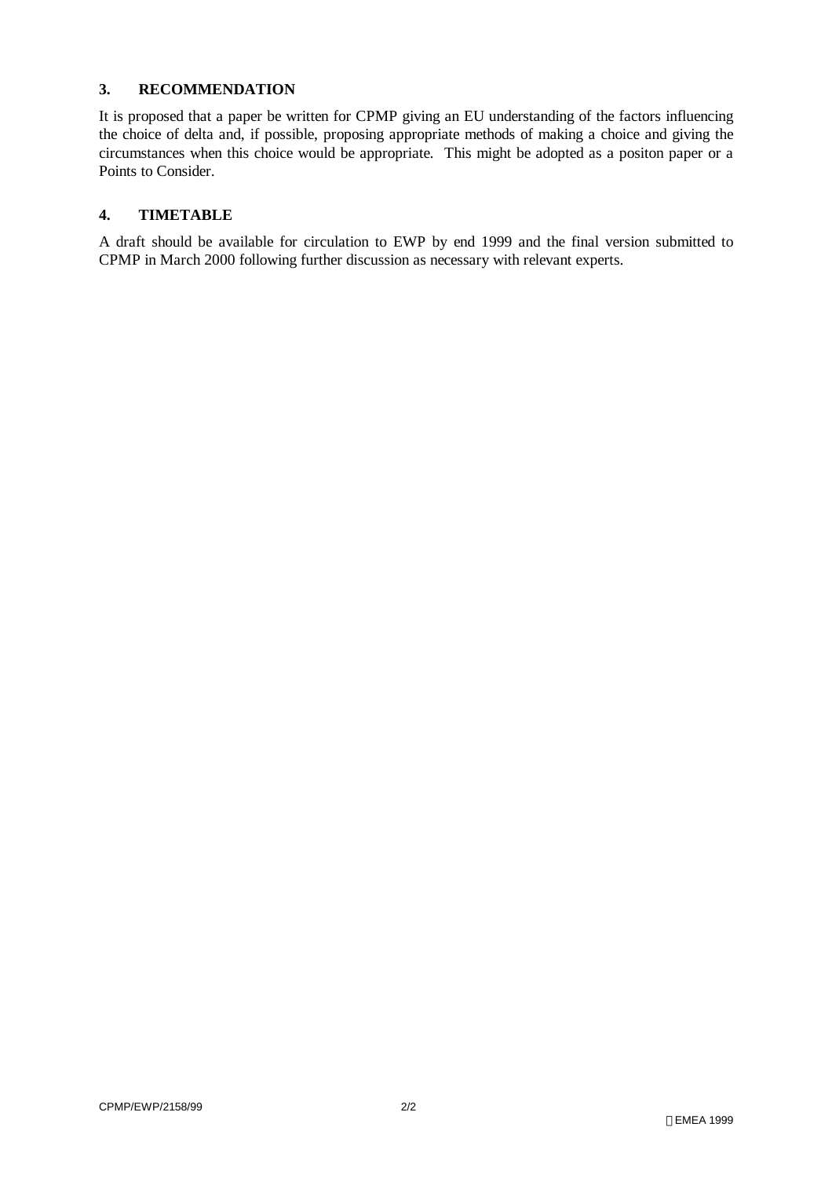## 3. RECOMMENDATION

It is proposed that a paper be written for CPMP giving an EU understanding of the factors influencing the choice of delta and, if possible, proposing appropriate methods of making a choice and giving the circumstances when this choice would be appropriate. This might be adopted as a positon paper or a Points to Consider.

## 4. TIMETABLE

A draft should be available for circulation to EWP by end 1999 and the final version submitted to CPMP in March 2000 following further discussion as necessary with relevant experts.